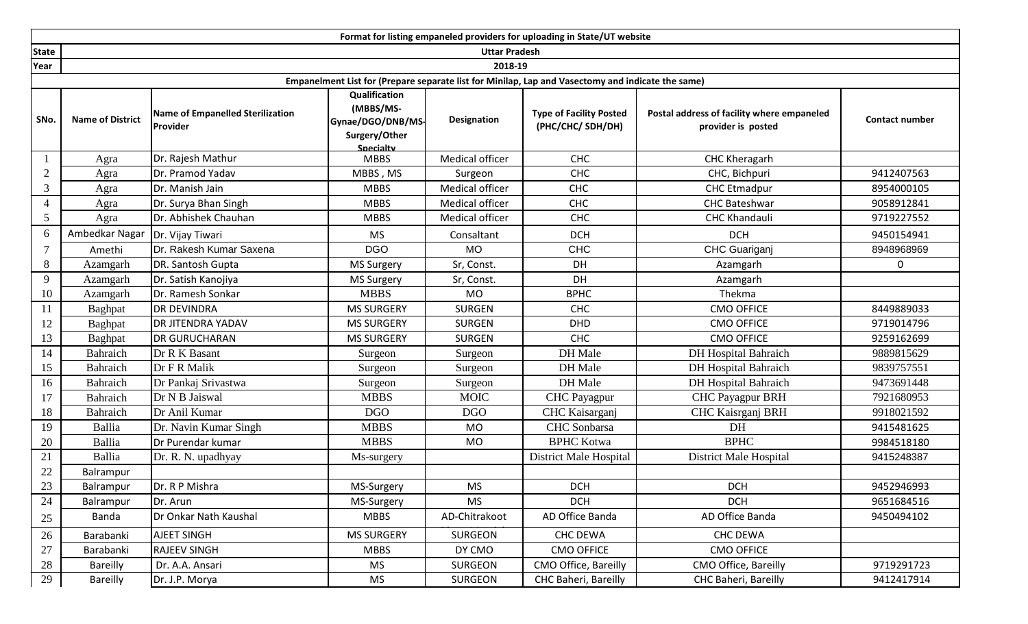| Format for listing empaneled providers for uploading in State/UT website | | | | | | | |
|---|---|---|---|---|---|---|---|
| State | Uttar Pradesh | | | | | | |
| Year | 2018-19 | | | | | | |
| Empanelment List for (Prepare separate list for Minilap, Lap and Vasectomy and indicate the same) | | | | | | | |
| SNo. | Name of District | Name of Empanelled Sterilization Provider | Qualification (MBBS/MS-Gynae/DGO/DNB/MS-Surgery/Other Specialty | Designation | Type of Facility Posted (PHC/CHC/ SDH/DH) | Postal address of facility where empaneled provider is posted | Contact number |
| 1 | Agra | Dr. Rajesh Mathur | MBBS | Medical officer | CHC | CHC Kheragarh | |
| 2 | Agra | Dr. Pramod Yadav | MBBS , MS | Surgeon | CHC | CHC, Bichpuri | 9412407563 |
| 3 | Agra | Dr. Manish Jain | MBBS | Medical officer | CHC | CHC Etmadpur | 8954000105 |
| 4 | Agra | Dr. Surya Bhan Singh | MBBS | Medical officer | CHC | CHC Bateshwar | 9058912841 |
| 5 | Agra | Dr. Abhishek Chauhan | MBBS | Medical officer | CHC | CHC Khandauli | 9719227552 |
| 6 | Ambedkar Nagar | Dr. Vijay Tiwari | MS | Consaltant | DCH | DCH | 9450154941 |
| 7 | Amethi | Dr. Rakesh Kumar Saxena | DGO | MO | CHC | CHC Guariganj | 8948968969 |
| 8 | Azamgarh | DR. Santosh Gupta | MS Surgery | Sr, Const. | DH | Azamgarh | 0 |
| 9 | Azamgarh | Dr. Satish Kanojiya | MS Surgery | Sr, Const. | DH | Azamgarh | |
| 10 | Azamgarh | Dr. Ramesh Sonkar | MBBS | MO | BPHC | Thekma | |
| 11 | Baghpat | DR DEVINDRA | MS SURGERY | SURGEN | CHC | CMO OFFICE | 8449889033 |
| 12 | Baghpat | DR JITENDRA YADAV | MS SURGERY | SURGEN | DHD | CMO OFFICE | 9719014796 |
| 13 | Baghpat | DR GURUCHARAN | MS SURGERY | SURGEN | CHC | CMO OFFICE | 9259162699 |
| 14 | Bahraich | Dr R K Basant | Surgeon | Surgeon | DH Male | DH Hospital Bahraich | 9889815629 |
| 15 | Bahraich | Dr F R Malik | Surgeon | Surgeon | DH Male | DH Hospital Bahraich | 9839757551 |
| 16 | Bahraich | Dr Pankaj Srivastwa | Surgeon | Surgeon | DH Male | DH Hospital Bahraich | 9473691448 |
| 17 | Bahraich | Dr N B Jaiswal | MBBS | MOIC | CHC Payagpur | CHC Payagpur BRH | 7921680953 |
| 18 | Bahraich | Dr Anil Kumar | DGO | DGO | CHC Kaisarganj | CHC Kaisrganj BRH | 9918021592 |
| 19 | Ballia | Dr. Navin Kumar Singh | MBBS | MO | CHC Sonbarsa | DH | 9415481625 |
| 20 | Ballia | Dr Purendar kumar | MBBS | MO | BPHC Kotwa | BPHC | 9984518180 |
| 21 | Ballia | Dr. R. N. upadhyay | Ms-surgery | | District Male Hospital | District Male Hospital | 9415248387 |
| 22 | Balrampur | | | | | | |
| 23 | Balrampur | Dr. R P Mishra | MS-Surgery | MS | DCH | DCH | 9452946993 |
| 24 | Balrampur | Dr. Arun | MS-Surgery | MS | DCH | DCH | 9651684516 |
| 25 | Banda | Dr Onkar Nath Kaushal | MBBS | AD-Chitrakoot | AD Office Banda | AD Office Banda | 9450494102 |
| 26 | Barabanki | AJEET SINGH | MS SURGERY | SURGEON | CHC DEWA | CHC DEWA | |
| 27 | Barabanki | RAJEEV SINGH | MBBS | DY CMO | CMO OFFICE | CMO OFFICE | |
| 28 | Bareilly | Dr. A.A. Ansari | MS | SURGEON | CMO Office, Bareilly | CMO Office, Bareilly | 9719291723 |
| 29 | Bareilly | Dr. J.P. Morya | MS | SURGEON | CHC Baheri, Bareilly | CHC Baheri, Bareilly | 9412417914 |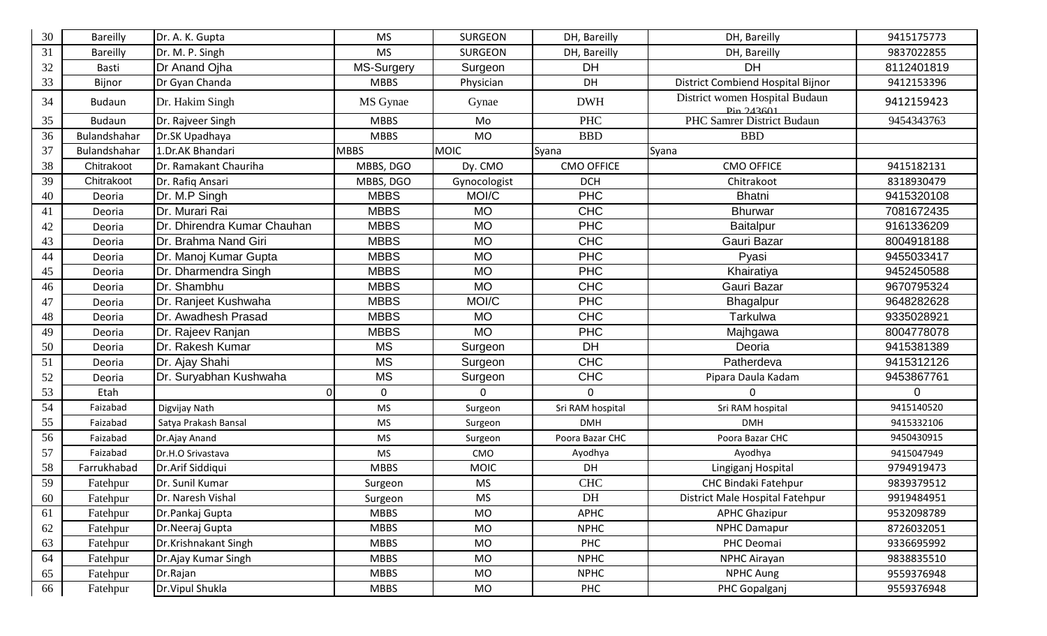| 30 | Bareilly | Dr. A. K. Gupta | MS | SURGEON | DH, Bareilly | DH, Bareilly | 9415175773 |
|---|---|---|---|---|---|---|---|
| 31 | Bareilly | Dr. M. P. Singh | MS | SURGEON | DH, Bareilly | DH, Bareilly | 9837022855 |
| 32 | Basti | Dr Anand Ojha | MS-Surgery | Surgeon | DH | DH | 8112401819 |
| 33 | Bijnor | Dr Gyan Chanda | MBBS | Physician | DH | District Combiend Hospital Bijnor | 9412153396 |
| 34 | Budaun | Dr. Hakim Singh | MS Gynae | Gynae | DWH | District women Hospital Budaun Pin 243601 | 9412159423 |
| 35 | Budaun | Dr. Rajveer Singh | MBBS | Mo | PHC | PHC Samrer District Budaun | 9454343763 |
| 36 | Bulandshahar | Dr.SK Upadhaya | MBBS | MO | BBD | BBD | |
| 37 | Bulandshahar | 1.Dr.AK Bhandari | MBBS | MOIC | Syana | Syana | |
| 38 | Chitrakoot | Dr. Ramakant Chauriha | MBBS, DGO | Dy. CMO | CMO OFFICE | CMO OFFICE | 9415182131 |
| 39 | Chitrakoot | Dr. Rafiq Ansari | MBBS, DGO | Gynocologist | DCH | Chitrakoot | 8318930479 |
| 40 | Deoria | Dr. M.P Singh | MBBS | MOI/C | PHC | Bhatni | 9415320108 |
| 41 | Deoria | Dr. Murari Rai | MBBS | MO | CHC | Bhurwar | 7081672435 |
| 42 | Deoria | Dr. Dhirendra Kumar Chauhan | MBBS | MO | PHC | Baitalpur | 9161336209 |
| 43 | Deoria | Dr. Brahma Nand Giri | MBBS | MO | CHC | Gauri Bazar | 8004918188 |
| 44 | Deoria | Dr. Manoj Kumar Gupta | MBBS | MO | PHC | Pyasi | 9455033417 |
| 45 | Deoria | Dr. Dharmendra Singh | MBBS | MO | PHC | Khairatiya | 9452450588 |
| 46 | Deoria | Dr. Shambhu | MBBS | MO | CHC | Gauri Bazar | 9670795324 |
| 47 | Deoria | Dr. Ranjeet Kushwaha | MBBS | MOI/C | PHC | Bhagalpur | 9648282628 |
| 48 | Deoria | Dr. Awadhesh Prasad | MBBS | MO | CHC | Tarkulwa | 9335028921 |
| 49 | Deoria | Dr. Rajeev Ranjan | MBBS | MO | PHC | Majhgawa | 8004778078 |
| 50 | Deoria | Dr. Rakesh Kumar | MS | Surgeon | DH | Deoria | 9415381389 |
| 51 | Deoria | Dr. Ajay Shahi | MS | Surgeon | CHC | Patherdeva | 9415312126 |
| 52 | Deoria | Dr. Suryabhan Kushwaha | MS | Surgeon | CHC | Pipara Daula Kadam | 9453867761 |
| 53 | Etah | 0 | 0 | 0 | 0 | 0 | 0 |
| 54 | Faizabad | Digvijay Nath | MS | Surgeon | Sri RAM hospital | Sri RAM hospital | 9415140520 |
| 55 | Faizabad | Satya Prakash Bansal | MS | Surgeon | DMH | DMH | 9415332106 |
| 56 | Faizabad | Dr.Ajay Anand | MS | Surgeon | Poora Bazar CHC | Poora Bazar CHC | 9450430915 |
| 57 | Faizabad | Dr.H.O Srivastava | MS | CMO | Ayodhya | Ayodhya | 9415047949 |
| 58 | Farrukhabad | Dr.Arif Siddiqui | MBBS | MOIC | DH | Lingiganj Hospital | 9794919473 |
| 59 | Fatehpur | Dr. Sunil Kumar | Surgeon | MS | CHC | CHC Bindaki Fatehpur | 9839379512 |
| 60 | Fatehpur | Dr. Naresh Vishal | Surgeon | MS | DH | District Male Hospital Fatehpur | 9919484951 |
| 61 | Fatehpur | Dr.Pankaj Gupta | MBBS | MO | APHC | APHC Ghazipur | 9532098789 |
| 62 | Fatehpur | Dr.Neeraj Gupta | MBBS | MO | NPHC | NPHC Damapur | 8726032051 |
| 63 | Fatehpur | Dr.Krishnakant Singh | MBBS | MO | PHC | PHC Deomai | 9336695992 |
| 64 | Fatehpur | Dr.Ajay Kumar Singh | MBBS | MO | NPHC | NPHC Airayan | 9838835510 |
| 65 | Fatehpur | Dr.Rajan | MBBS | MO | NPHC | NPHC Aung | 9559376948 |
| 66 | Fatehpur | Dr.Vipul Shukla | MBBS | MO | PHC | PHC Gopalganj | 9559376948 |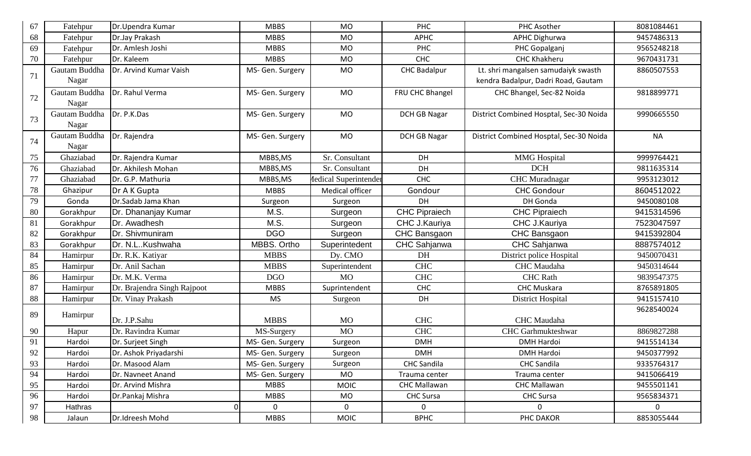| 67 | Fatehpur | Dr.Upendra Kumar | MBBS | MO | PHC | PHC Asother | 8081084461 |
|---|---|---|---|---|---|---|---|
| 68 | Fatehpur | Dr.Jay Prakash | MBBS | MO | APHC | APHC Dighurwa | 9457486313 |
| 69 | Fatehpur | Dr. Amlesh Joshi | MBBS | MO | PHC | PHC Gopalganj | 9565248218 |
| 70 | Fatehpur | Dr. Kaleem | MBBS | MO | CHC | CHC Khakheru | 9670431731 |
| 71 | Gautam Buddha Nagar | Dr. Arvind Kumar Vaish | MS- Gen. Surgery | MO | CHC Badalpur | Lt. shri mangalsen samudaiyk swasth kendra Badalpur, Dadri Road, Gautam | 8860507553 |
| 72 | Gautam Buddha Nagar | Dr. Rahul Verma | MS- Gen. Surgery | MO | FRU CHC Bhangel | CHC Bhangel, Sec-82 Noida | 9818899771 |
| 73 | Gautam Buddha Nagar | Dr. P.K.Das | MS- Gen. Surgery | MO | DCH GB Nagar | District Combined Hosptal, Sec-30 Noida | 9990665550 |
| 74 | Gautam Buddha Nagar | Dr. Rajendra | MS- Gen. Surgery | MO | DCH GB Nagar | District Combined Hosptal, Sec-30 Noida | NA |
| 75 | Ghaziabad | Dr. Rajendra Kumar | MBBS,MS | Sr. Consultant | DH | MMG Hospital | 9999764421 |
| 76 | Ghaziabad | Dr. Akhilesh Mohan | MBBS,MS | Sr. Consultant | DH | DCH | 9811635314 |
| 77 | Ghaziabad | Dr. G.P. Mathuria | MBBS,MS | Medical Superintendent | CHC | CHC Muradnagar | 9953123012 |
| 78 | Ghazipur | Dr A K Gupta | MBBS | Medical officer | Gondour | CHC Gondour | 8604512022 |
| 79 | Gonda | Dr.Sadab Jama Khan | Surgeon | Surgeon | DH | DH Gonda | 9450080108 |
| 80 | Gorakhpur | Dr. Dhananjay Kumar | M.S. | Surgeon | CHC Pipraiech | CHC Pipraiech | 9415314596 |
| 81 | Gorakhpur | Dr. Awadhesh | M.S. | Surgeon | CHC J.Kauriya | CHC J.Kauriya | 7523047597 |
| 82 | Gorakhpur | Dr. Shivmuniram | DGO | Surgeon | CHC Bansgaon | CHC Bansgaon | 9415392804 |
| 83 | Gorakhpur | Dr. N.L..Kushwaha | MBBS. Ortho | Superintedent | CHC Sahjanwa | CHC Sahjanwa | 8887574012 |
| 84 | Hamirpur | Dr. R.K. Katiyar | MBBS | Dy. CMO | DH | District police Hospital | 9450070431 |
| 85 | Hamirpur | Dr. Anil Sachan | MBBS | Superintendent | CHC | CHC Maudaha | 9450314644 |
| 86 | Hamirpur | Dr. M.K. Verma | DGO | MO | CHC | CHC Rath | 9839547375 |
| 87 | Hamirpur | Dr. Brajendra Singh Rajpoot | MBBS | Suprintendent | CHC | CHC Muskara | 8765891805 |
| 88 | Hamirpur | Dr. Vinay Prakash | MS | Surgeon | DH | District Hospital | 9415157410 |
| 89 | Hamirpur | Dr. J.P.Sahu | MBBS | MO | CHC | CHC Maudaha | 9628540024 |
| 90 | Hapur | Dr. Ravindra Kumar | MS-Surgery | MO | CHC | CHC Garhmukteshwar | 8869827288 |
| 91 | Hardoi | Dr. Surjeet Singh | MS- Gen. Surgery | Surgeon | DMH | DMH Hardoi | 9415514134 |
| 92 | Hardoi | Dr. Ashok Priyadarshi | MS- Gen. Surgery | Surgeon | DMH | DMH Hardoi | 9450377992 |
| 93 | Hardoi | Dr. Masood Alam | MS- Gen. Surgery | Surgeon | CHC Sandila | CHC Sandila | 9335764317 |
| 94 | Hardoi | Dr. Navneet Anand | MS- Gen. Surgery | MO | Trauma center | Trauma center | 9415066419 |
| 95 | Hardoi | Dr. Arvind Mishra | MBBS | MOIC | CHC Mallawan | CHC Mallawan | 9455501141 |
| 96 | Hardoi | Dr.Pankaj Mishra | MBBS | MO | CHC Sursa | CHC Sursa | 9565834371 |
| 97 | Hathras | 0 | 0 | 0 | 0 | 0 | 0 |
| 98 | Jalaun | Dr.Idreesh Mohd | MBBS | MOIC | BPHC | PHC DAKOR | 8853055444 |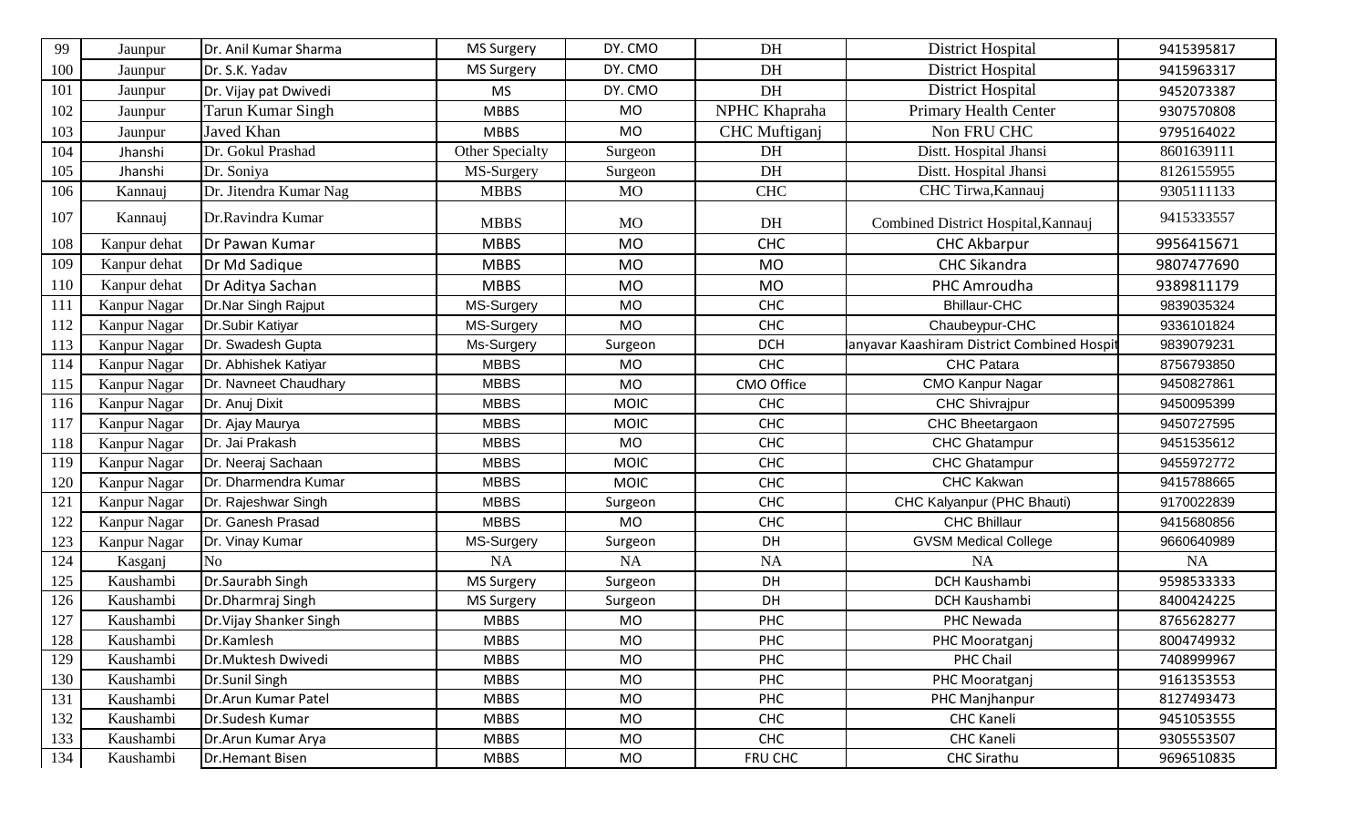| 99 | Jaunpur | Dr. Anil Kumar Sharma | MS Surgery | DY. CMO | DH | District Hospital | 9415395817 |
|---|---|---|---|---|---|---|---|
| 100 | Jaunpur | Dr. S.K. Yadav | MS Surgery | DY. CMO | DH | District Hospital | 9415963317 |
| 101 | Jaunpur | Dr. Vijay pat Dwivedi | MS | DY. CMO | DH | District Hospital | 9452073387 |
| 102 | Jaunpur | Tarun Kumar Singh | MBBS | MO | NPHC Khapraha | Primary Health Center | 9307570808 |
| 103 | Jaunpur | Javed Khan | MBBS | MO | CHC Muftiganj | Non FRU CHC | 9795164022 |
| 104 | Jhanshi | Dr. Gokul Prashad | Other Specialty | Surgeon | DH | Distt. Hospital Jhansi | 8601639111 |
| 105 | Jhanshi | Dr. Soniya | MS-Surgery | Surgeon | DH | Distt. Hospital Jhansi | 8126155955 |
| 106 | Kannauj | Dr. Jitendra Kumar Nag | MBBS | MO | CHC | CHC Tirwa,Kannauj | 9305111133 |
| 107 | Kannauj | Dr.Ravindra Kumar | MBBS | MO | DH | Combined District Hospital,Kannauj | 9415333557 |
| 108 | Kanpur dehat | Dr Pawan Kumar | MBBS | MO | CHC | CHC Akbarpur | 9956415671 |
| 109 | Kanpur dehat | Dr Md Sadique | MBBS | MO | MO | CHC Sikandra | 9807477690 |
| 110 | Kanpur dehat | Dr Aditya Sachan | MBBS | MO | MO | PHC Amroudha | 9389811179 |
| 111 | Kanpur Nagar | Dr.Nar Singh Rajput | MS-Surgery | MO | CHC | Bhillaur-CHC | 9839035324 |
| 112 | Kanpur Nagar | Dr.Subir Katiyar | MS-Surgery | MO | CHC | Chaubeypur-CHC | 9336101824 |
| 113 | Kanpur Nagar | Dr. Swadesh Gupta | Ms-Surgery | Surgeon | DCH | anyavar Kaashiram District Combined Hospit | 9839079231 |
| 114 | Kanpur Nagar | Dr. Abhishek Katiyar | MBBS | MO | CHC | CHC Patara | 8756793850 |
| 115 | Kanpur Nagar | Dr. Navneet Chaudhary | MBBS | MO | CMO Office | CMO Kanpur Nagar | 9450827861 |
| 116 | Kanpur Nagar | Dr. Anuj Dixit | MBBS | MOIC | CHC | CHC Shivrajpur | 9450095399 |
| 117 | Kanpur Nagar | Dr. Ajay Maurya | MBBS | MOIC | CHC | CHC Bheetargaon | 9450727595 |
| 118 | Kanpur Nagar | Dr. Jai Prakash | MBBS | MO | CHC | CHC Ghatampur | 9451535612 |
| 119 | Kanpur Nagar | Dr. Neeraj Sachaan | MBBS | MOIC | CHC | CHC Ghatampur | 9455972772 |
| 120 | Kanpur Nagar | Dr. Dharmendra Kumar | MBBS | MOIC | CHC | CHC Kakwan | 9415788665 |
| 121 | Kanpur Nagar | Dr. Rajeshwar Singh | MBBS | Surgeon | CHC | CHC Kalyanpur (PHC Bhauti) | 9170022839 |
| 122 | Kanpur Nagar | Dr. Ganesh Prasad | MBBS | MO | CHC | CHC Bhillaur | 9415680856 |
| 123 | Kanpur Nagar | Dr. Vinay Kumar | MS-Surgery | Surgeon | DH | GVSM Medical College | 9660640989 |
| 124 | Kasganj | No | NA | NA | NA | NA | NA |
| 125 | Kaushambi | Dr.Saurabh Singh | MS Surgery | Surgeon | DH | DCH Kaushambi | 9598533333 |
| 126 | Kaushambi | Dr.Dharmraj Singh | MS Surgery | Surgeon | DH | DCH Kaushambi | 8400424225 |
| 127 | Kaushambi | Dr.Vijay Shanker Singh | MBBS | MO | PHC | PHC Newada | 8765628277 |
| 128 | Kaushambi | Dr.Kamlesh | MBBS | MO | PHC | PHC Mooratganj | 8004749932 |
| 129 | Kaushambi | Dr.Muktesh Dwivedi | MBBS | MO | PHC | PHC Chail | 7408999967 |
| 130 | Kaushambi | Dr.Sunil Singh | MBBS | MO | PHC | PHC Mooratganj | 9161353553 |
| 131 | Kaushambi | Dr.Arun Kumar Patel | MBBS | MO | PHC | PHC Manjhanpur | 8127493473 |
| 132 | Kaushambi | Dr.Sudesh Kumar | MBBS | MO | CHC | CHC Kaneli | 9451053555 |
| 133 | Kaushambi | Dr.Arun Kumar Arya | MBBS | MO | CHC | CHC Kaneli | 9305553507 |
| 134 | Kaushambi | Dr.Hemant Bisen | MBBS | MO | FRU CHC | CHC Sirathu | 9696510835 |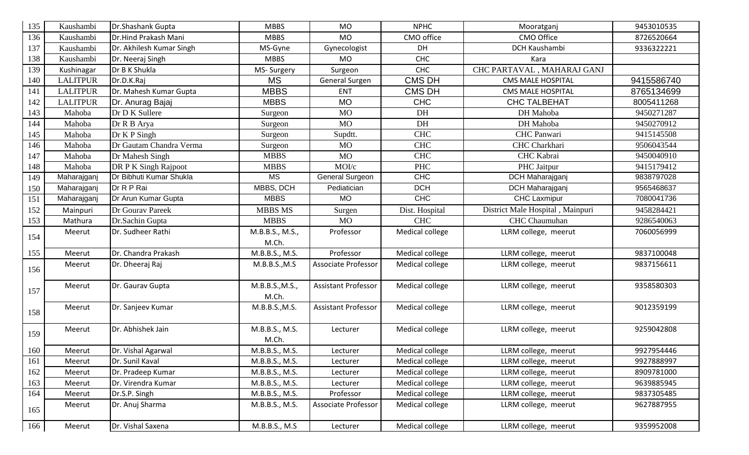| 135 | Kaushambi | Dr.Shashank Gupta | MBBS | MO | NPHC | Mooratganj | 9453010535 |
|---|---|---|---|---|---|---|---|
| 136 | Kaushambi | Dr.Hind Prakash Mani | MBBS | MO | CMO office | CMO Office | 8726520664 |
| 137 | Kaushambi | Dr. Akhilesh Kumar Singh | MS-Gyne | Gynecologist | DH | DCH Kaushambi | 9336322221 |
| 138 | Kaushambi | Dr. Neeraj Singh | MBBS | MO | CHC | Kara | |
| 139 | Kushinagar | Dr B K Shukla | MS- Surgery | Surgeon | CHC | CHC PARTAVAL , MAHARAJ GANJ | |
| 140 | LALITPUR | Dr.D.K.Raj | MS | General Surgen | CMS DH | CMS MALE HOSPITAL | 9415586740 |
| 141 | LALITPUR | Dr. Mahesh Kumar Gupta | MBBS | ENT | CMS DH | CMS MALE HOSPITAL | 8765134699 |
| 142 | LALITPUR | Dr. Anurag Bajaj | MBBS | MO | CHC | CHC TALBEHAT | 8005411268 |
| 143 | Mahoba | Dr D K Sullere | Surgeon | MO | DH | DH Mahoba | 9450271287 |
| 144 | Mahoba | Dr R B Arya | Surgeon | MO | DH | DH Mahoba | 9450270912 |
| 145 | Mahoba | Dr K P Singh | Surgeon | Supdtt. | CHC | CHC Panwari | 9415145508 |
| 146 | Mahoba | Dr Gautam Chandra Verma | Surgeon | MO | CHC | CHC Charkhari | 9506043544 |
| 147 | Mahoba | Dr Mahesh Singh | MBBS | MO | CHC | CHC Kabrai | 9450040910 |
| 148 | Mahoba | DR P K Singh Rajpoot | MBBS | MOI/c | PHC | PHC Jaitpur | 9415179412 |
| 149 | Maharajganj | Dr Bibhuti Kumar Shukla | MS | General Surgeon | CHC | DCH Maharajganj | 9838797028 |
| 150 | Maharajganj | Dr R P Rai | MBBS, DCH | Pediatician | DCH | DCH Maharajganj | 9565468637 |
| 151 | Maharajganj | Dr Arun Kumar Gupta | MBBS | MO | CHC | CHC Laxmipur | 7080041736 |
| 152 | Mainpuri | Dr Gourav Pareek | MBBS MS | Surgen | Dist. Hospital | District Male Hospital , Mainpuri | 9458284421 |
| 153 | Mathura | Dr.Sachin Gupta | MBBS | MO | CHC | CHC Chaumuhan | 9286540063 |
| 154 | Meerut | Dr. Sudheer Rathi | M.B.B.S., M.S., M.Ch. | Professor | Medical college | LLRM college, meerut | 7060056999 |
| 155 | Meerut | Dr. Chandra Prakash | M.B.B.S., M.S. | Professor | Medical college | LLRM college, meerut | 9837100048 |
| 156 | Meerut | Dr. Dheeraj Raj | M.B.B.S.,M.S | Associate Professor | Medical college | LLRM college, meerut | 9837156611 |
| 157 | Meerut | Dr. Gaurav Gupta | M.B.B.S.,M.S., M.Ch. | Assistant Professor | Medical college | LLRM college, meerut | 9358580303 |
| 158 | Meerut | Dr. Sanjeev Kumar | M.B.B.S.,M.S. | Assistant Professor | Medical college | LLRM college, meerut | 9012359199 |
| 159 | Meerut | Dr. Abhishek Jain | M.B.B.S., M.S. M.Ch. | Lecturer | Medical college | LLRM college, meerut | 9259042808 |
| 160 | Meerut | Dr. Vishal Agarwal | M.B.B.S., M.S. | Lecturer | Medical college | LLRM college, meerut | 9927954446 |
| 161 | Meerut | Dr. Sunil Kaval | M.B.B.S., M.S. | Lecturer | Medical college | LLRM college, meerut | 9927888997 |
| 162 | Meerut | Dr. Pradeep Kumar | M.B.B.S., M.S. | Lecturer | Medical college | LLRM college, meerut | 8909781000 |
| 163 | Meerut | Dr. Virendra Kumar | M.B.B.S., M.S. | Lecturer | Medical college | LLRM college, meerut | 9639885945 |
| 164 | Meerut | Dr.S.P. Singh | M.B.B.S., M.S. | Professor | Medical college | LLRM college, meerut | 9837305485 |
| 165 | Meerut | Dr. Anuj Sharma | M.B.B.S., M.S. | Associate Professor | Medical college | LLRM college, meerut | 9627887955 |
| 166 | Meerut | Dr. Vishal Saxena | M.B.B.S., M.S | Lecturer | Medical college | LLRM college, meerut | 9359952008 |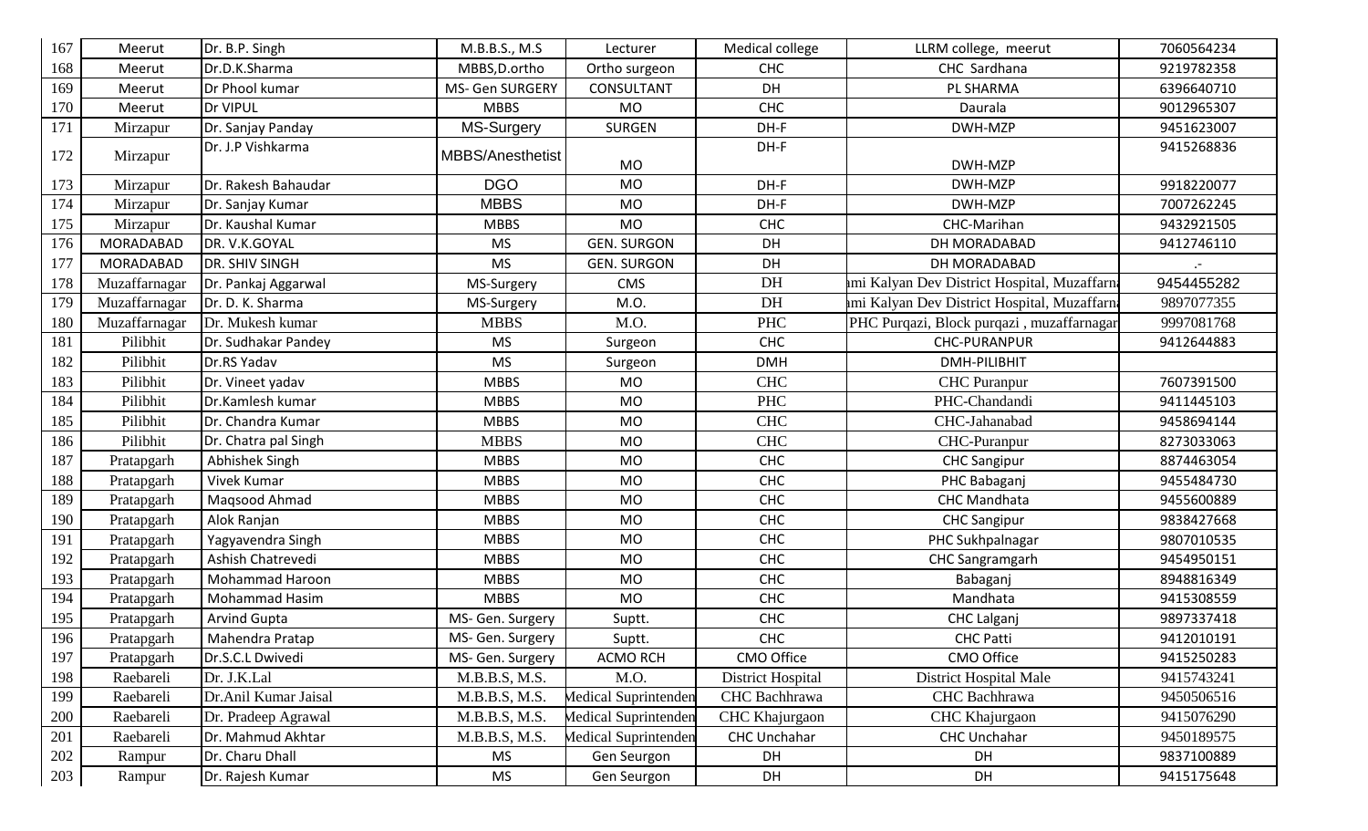| 167 | Meerut | Dr. B.P. Singh | M.B.B.S., M.S | Lecturer | Medical college | LLRM college, meerut | 7060564234 |
|---|---|---|---|---|---|---|---|
| 168 | Meerut | Dr.D.K.Sharma | MBBS,D.ortho | Ortho surgeon | CHC | CHC Sardhana | 9219782358 |
| 169 | Meerut | Dr Phool kumar | MS- Gen SURGERY | CONSULTANT | DH | PL SHARMA | 6396640710 |
| 170 | Meerut | Dr VIPUL | MBBS | MO | CHC | Daurala | 9012965307 |
| 171 | Mirzapur | Dr. Sanjay Panday | MS-Surgery | SURGEN | DH-F | DWH-MZP | 9451623007 |
| 172 | Mirzapur | Dr. J.P Vishkarma | MBBS/Anesthetist | MO | DH-F | DWH-MZP | 9415268836 |
| 173 | Mirzapur | Dr. Rakesh Bahaudar | DGO | MO | DH-F | DWH-MZP | 9918220077 |
| 174 | Mirzapur | Dr. Sanjay Kumar | MBBS | MO | DH-F | DWH-MZP | 7007262245 |
| 175 | Mirzapur | Dr. Kaushal Kumar | MBBS | MO | CHC | CHC-Marihan | 9432921505 |
| 176 | MORADABAD | DR. V.K.GOYAL | MS | GEN. SURGON | DH | DH MORADABAD | 9412746110 |
| 177 | MORADABAD | DR. SHIV SINGH | MS | GEN. SURGON | DH | DH MORADABAD | .- |
| 178 | Muzaffarnagar | Dr. Pankaj Aggarwal | MS-Surgery | CMS | DH | ami Kalyan Dev District Hospital, Muzaffarn | 9454455282 |
| 179 | Muzaffarnagar | Dr. D. K. Sharma | MS-Surgery | M.O. | DH | ami Kalyan Dev District Hospital, Muzaffarn | 9897077355 |
| 180 | Muzaffarnagar | Dr. Mukesh kumar | MBBS | M.O. | PHC | PHC Purqazi, Block purqazi , muzaffarnagar | 9997081768 |
| 181 | Pilibhit | Dr. Sudhakar Pandey | MS | Surgeon | CHC | CHC-PURANPUR | 9412644883 |
| 182 | Pilibhit | Dr.RS Yadav | MS | Surgeon | DMH | DMH-PILIBHIT | |
| 183 | Pilibhit | Dr. Vineet yadav | MBBS | MO | CHC | CHC Puranpur | 7607391500 |
| 184 | Pilibhit | Dr.Kamlesh kumar | MBBS | MO | PHC | PHC-Chandandi | 9411445103 |
| 185 | Pilibhit | Dr. Chandra Kumar | MBBS | MO | CHC | CHC-Jahanabad | 9458694144 |
| 186 | Pilibhit | Dr. Chatra pal Singh | MBBS | MO | CHC | CHC-Puranpur | 8273033063 |
| 187 | Pratapgarh | Abhishek Singh | MBBS | MO | CHC | CHC Sangipur | 8874463054 |
| 188 | Pratapgarh | Vivek Kumar | MBBS | MO | CHC | PHC Babaganj | 9455484730 |
| 189 | Pratapgarh | Maqsood Ahmad | MBBS | MO | CHC | CHC Mandhata | 9455600889 |
| 190 | Pratapgarh | Alok Ranjan | MBBS | MO | CHC | CHC Sangipur | 9838427668 |
| 191 | Pratapgarh | Yagyavendra Singh | MBBS | MO | CHC | PHC Sukhpalnagar | 9807010535 |
| 192 | Pratapgarh | Ashish Chatrevedi | MBBS | MO | CHC | CHC Sangramgarh | 9454950151 |
| 193 | Pratapgarh | Mohammad Haroon | MBBS | MO | CHC | Babaganj | 8948816349 |
| 194 | Pratapgarh | Mohammad Hasim | MBBS | MO | CHC | Mandhata | 9415308559 |
| 195 | Pratapgarh | Arvind Gupta | MS- Gen. Surgery | Suptt. | CHC | CHC Lalganj | 9897337418 |
| 196 | Pratapgarh | Mahendra Pratap | MS- Gen. Surgery | Suptt. | CHC | CHC Patti | 9412010191 |
| 197 | Pratapgarh | Dr.S.C.L Dwivedi | MS- Gen. Surgery | ACMO RCH | CMO Office | CMO Office | 9415250283 |
| 198 | Raebareli | Dr. J.K.Lal | M.B.B.S, M.S. | M.O. | District Hospital | District Hospital Male | 9415743241 |
| 199 | Raebareli | Dr.Anil Kumar Jaisal | M.B.B.S, M.S. | Medical Suprintenden | CHC Bachhrawa | CHC Bachhrawa | 9450506516 |
| 200 | Raebareli | Dr. Pradeep Agrawal | M.B.B.S, M.S. | Medical Suprintenden | CHC Khajurgaon | CHC Khajurgaon | 9415076290 |
| 201 | Raebareli | Dr. Mahmud Akhtar | M.B.B.S, M.S. | Medical Suprintenden | CHC Unchahar | CHC Unchahar | 9450189575 |
| 202 | Rampur | Dr. Charu Dhall | MS | Gen Seurgon | DH | DH | 9837100889 |
| 203 | Rampur | Dr. Rajesh Kumar | MS | Gen Seurgon | DH | DH | 9415175648 |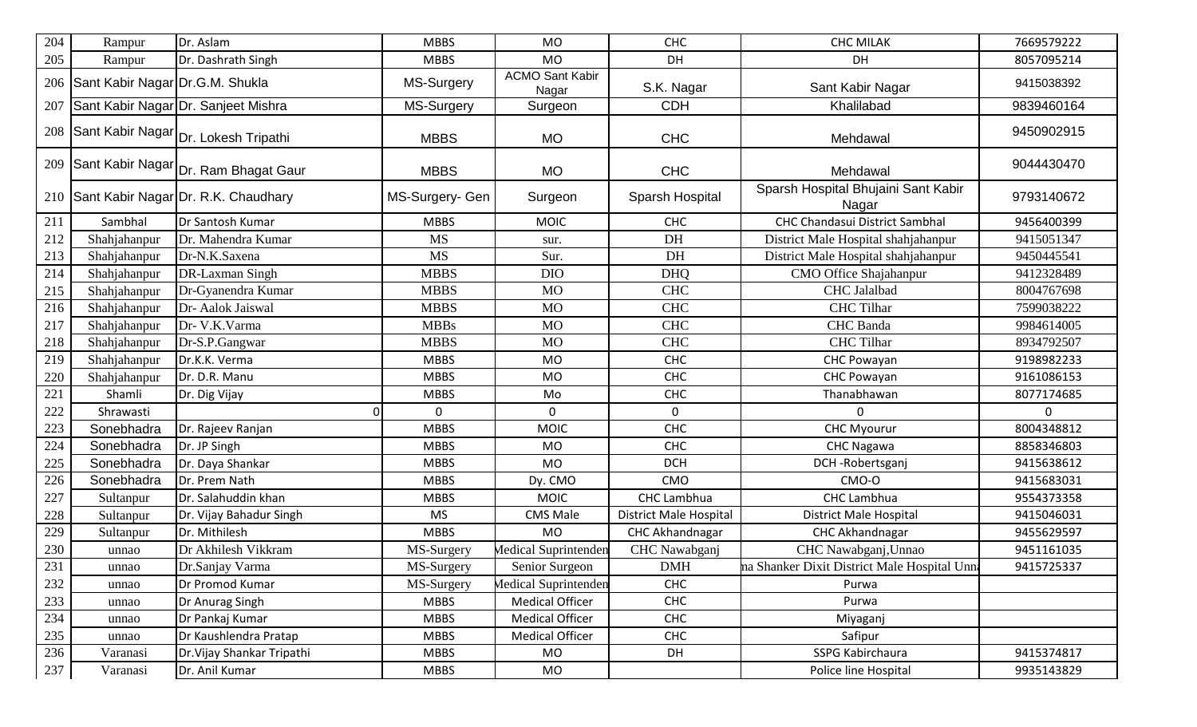| 204 | Rampur | Dr. Aslam | MBBS | MO | CHC | CHC MILAK | 7669579222 |
|---|---|---|---|---|---|---|---|
| 205 | Rampur | Dr. Dashrath Singh | MBBS | MO | DH | DH | 8057095214 |
| 206 | Sant Kabir Nagar | Dr.G.M. Shukla | MS-Surgery | ACMO Sant Kabir Nagar | S.K. Nagar | Sant Kabir Nagar | 9415038392 |
| 207 | Sant Kabir Nagar | Dr. Sanjeet Mishra | MS-Surgery | Surgeon | CDH | Khalilabad | 9839460164 |
| 208 | Sant Kabir Nagar | Dr. Lokesh Tripathi | MBBS | MO | CHC | Mehdawal | 9450902915 |
| 209 | Sant Kabir Nagar | Dr. Ram Bhagat Gaur | MBBS | MO | CHC | Mehdawal | 9044430470 |
| 210 | Sant Kabir Nagar | Dr. R.K. Chaudhary | MS-Surgery- Gen | Surgeon | Sparsh Hospital | Sparsh Hospital Bhujaini Sant Kabir Nagar | 9793140672 |
| 211 | Sambhal | Dr Santosh Kumar | MBBS | MOIC | CHC | CHC Chandasui District Sambhal | 9456400399 |
| 212 | Shahjahanpur | Dr. Mahendra Kumar | MS | sur. | DH | District Male Hospital shahjahanpur | 9415051347 |
| 213 | Shahjahanpur | Dr-N.K.Saxena | MS | Sur. | DH | District Male Hospital shahjahanpur | 9450445541 |
| 214 | Shahjahanpur | DR-Laxman Singh | MBBS | DIO | DHQ | CMO Office Shajahanpur | 9412328489 |
| 215 | Shahjahanpur | Dr-Gyanendra Kumar | MBBS | MO | CHC | CHC Jalalbad | 8004767698 |
| 216 | Shahjahanpur | Dr- Aalok Jaiswal | MBBS | MO | CHC | CHC Tilhar | 7599038222 |
| 217 | Shahjahanpur | Dr- V.K.Varma | MBBs | MO | CHC | CHC Banda | 9984614005 |
| 218 | Shahjahanpur | Dr-S.P.Gangwar | MBBS | MO | CHC | CHC Tilhar | 8934792507 |
| 219 | Shahjahanpur | Dr.K.K. Verma | MBBS | MO | CHC | CHC Powayan | 9198982233 |
| 220 | Shahjahanpur | Dr. D.R. Manu | MBBS | MO | CHC | CHC Powayan | 9161086153 |
| 221 | Shamli | Dr. Dig Vijay | MBBS | Mo | CHC | Thanabhawan | 8077174685 |
| 222 | Shrawasti | 0 | 0 | 0 | 0 | 0 | 0 |
| 223 | Sonebhadra | Dr. Rajeev Ranjan | MBBS | MOIC | CHC | CHC Myourur | 8004348812 |
| 224 | Sonebhadra | Dr. JP Singh | MBBS | MO | CHC | CHC Nagawa | 8858346803 |
| 225 | Sonebhadra | Dr. Daya Shankar | MBBS | MO | DCH | DCH -Robertsganj | 9415638612 |
| 226 | Sonebhadra | Dr. Prem Nath | MBBS | Dy. CMO | CMO | CMO-O | 9415683031 |
| 227 | Sultanpur | Dr. Salahuddin khan | MBBS | MOIC | CHC Lambhua | CHC Lambhua | 9554373358 |
| 228 | Sultanpur | Dr. Vijay Bahadur Singh | MS | CMS Male | District Male Hospital | District Male Hospital | 9415046031 |
| 229 | Sultanpur | Dr. Mithilesh | MBBS | MO | CHC Akhandnagar | CHC Akhandnagar | 9455629597 |
| 230 | unnao | Dr Akhilesh Vikkram | MS-Surgery | Medical Suprintenden | CHC Nawabganj | CHC Nawabganj,Unnao | 9451161035 |
| 231 | unnao | Dr.Sanjay Varma | MS-Surgery | Senior Surgeon | DMH | na Shanker Dixit District Male Hospital Unn | 9415725337 |
| 232 | unnao | Dr Promod Kumar | MS-Surgery | Medical Suprintenden | CHC | Purwa | |
| 233 | unnao | Dr Anurag Singh | MBBS | Medical Officer | CHC | Purwa | |
| 234 | unnao | Dr Pankaj Kumar | MBBS | Medical Officer | CHC | Miyaganj | |
| 235 | unnao | Dr Kaushlendra Pratap | MBBS | Medical Officer | CHC | Safipur | |
| 236 | Varanasi | Dr.Vijay Shankar Tripathi | MBBS | MO | DH | SSPG Kabirchaura | 9415374817 |
| 237 | Varanasi | Dr. Anil Kumar | MBBS | MO | | Police line Hospital | 9935143829 |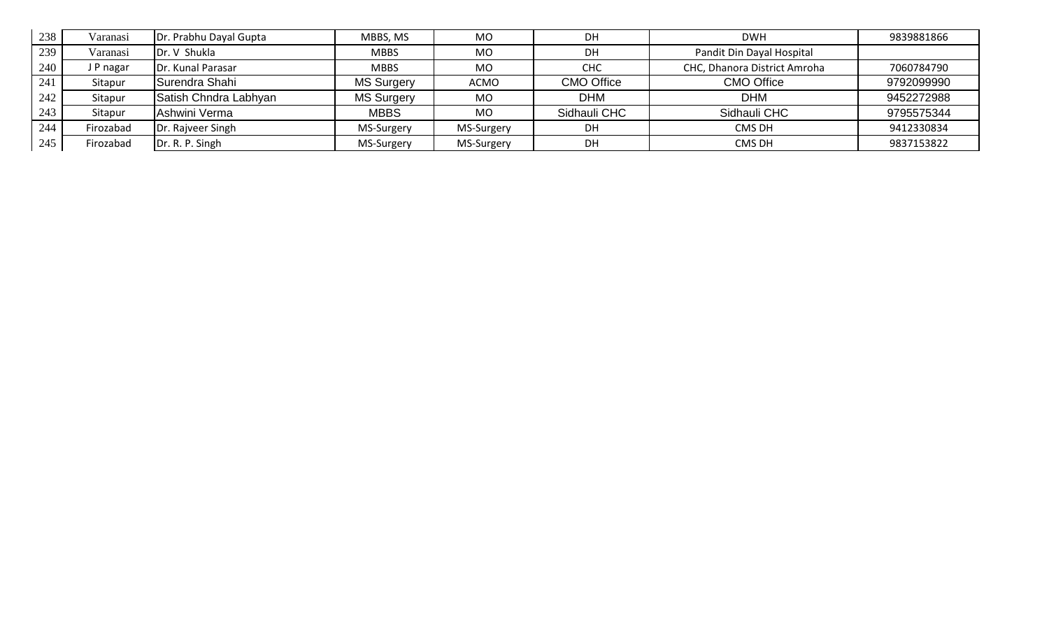| | | | | | | | |
|---|---|---|---|---|---|---|---|
| 238 | Varanasi | Dr. Prabhu Dayal Gupta | MBBS, MS | MO | DH | DWH | 9839881866 |
| 239 | Varanasi | Dr. V Shukla | MBBS | MO | DH | Pandit Din Dayal Hospital | |
| 240 | J P nagar | Dr. Kunal Parasar | MBBS | MO | CHC | CHC, Dhanora District Amroha | 7060784790 |
| 241 | Sitapur | Surendra Shahi | MS Surgery | ACMO | CMO Office | CMO Office | 9792099990 |
| 242 | Sitapur | Satish Chndra Labhyan | MS Surgery | MO | DHM | DHM | 9452272988 |
| 243 | Sitapur | Ashwini Verma | MBBS | MO | Sidhauli CHC | Sidhauli CHC | 9795575344 |
| 244 | Firozabad | Dr. Rajveer Singh | MS-Surgery | MS-Surgery | DH | CMS DH | 9412330834 |
| 245 | Firozabad | Dr. R. P. Singh | MS-Surgery | MS-Surgery | DH | CMS DH | 9837153822 |